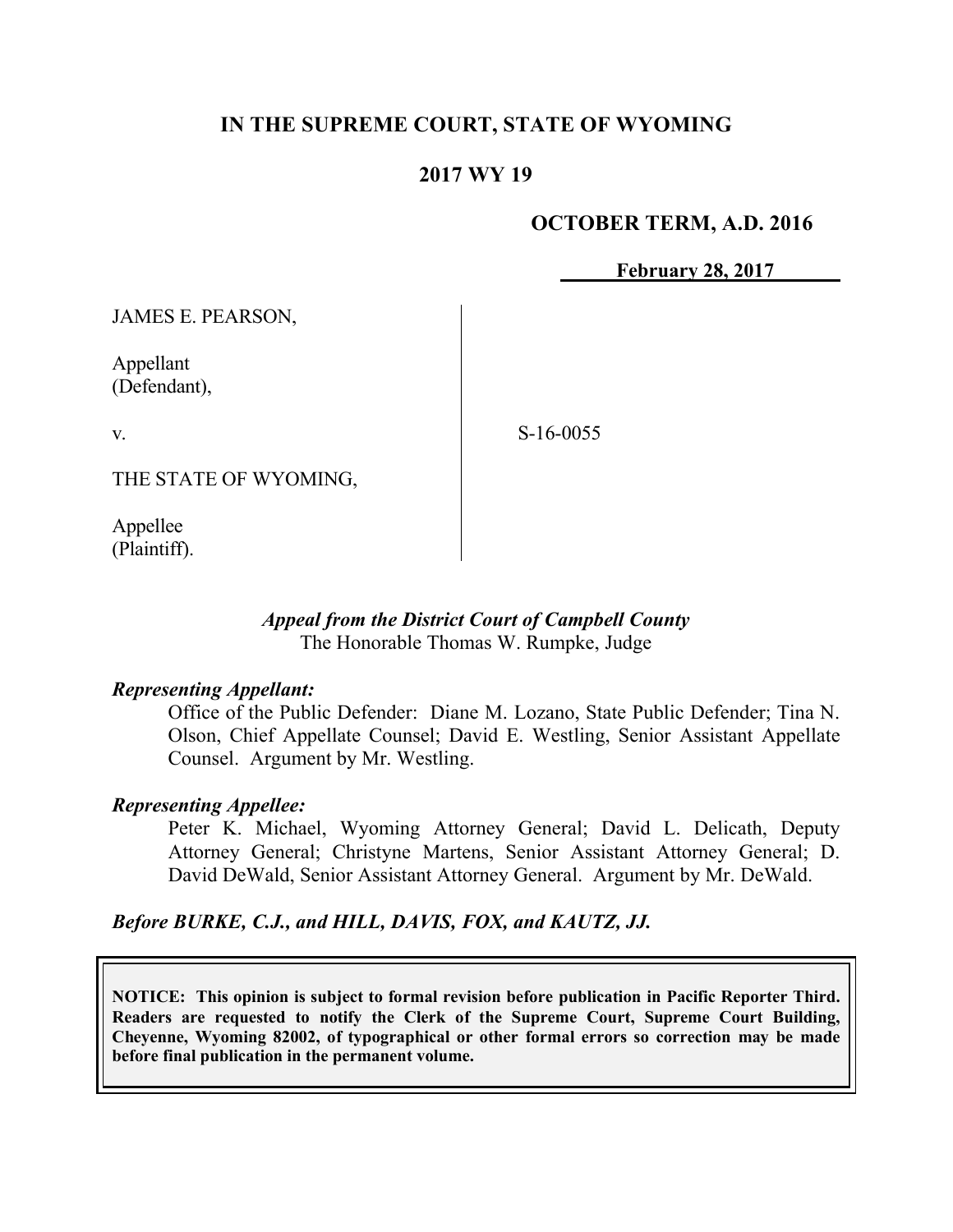# IN THE SUPREME COURT, STATE OF WYOMING

## 2017 WY 19

**OCTOBER TERM, A.D. 2016**

**February 28, 2017**

JAMES E. PEARSON,

Appellant
(Defendant),

v.

S-16-0055

THE STATE OF WYOMING,

Appellee
(Plaintiff).

*Appeal from the District Court of Campbell County*
The Honorable Thomas W. Rumpke, Judge

***Representing Appellant:***

Office of the Public Defender: Diane M. Lozano, State Public Defender; Tina N. Olson, Chief Appellate Counsel; David E. Westling, Senior Assistant Appellate Counsel. Argument by Mr. Westling.

***Representing Appellee:***

Peter K. Michael, Wyoming Attorney General; David L. Delicath, Deputy Attorney General; Christyne Martens, Senior Assistant Attorney General; D. David DeWald, Senior Assistant Attorney General. Argument by Mr. DeWald.

***Before BURKE, C.J., and HILL, DAVIS, FOX, and KAUTZ, JJ.***

**NOTICE: This opinion is subject to formal revision before publication in Pacific Reporter Third. Readers are requested to notify the Clerk of the Supreme Court, Supreme Court Building, Cheyenne, Wyoming 82002, of typographical or other formal errors so correction may be made before final publication in the permanent volume.**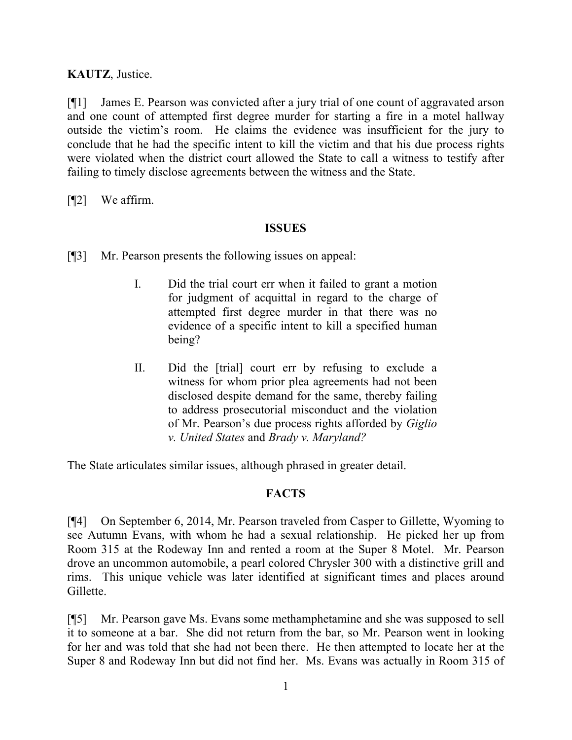**KAUTZ**, Justice.

[¶1] James E. Pearson was convicted after a jury trial of one count of aggravated arson and one count of attempted first degree murder for starting a fire in a motel hallway outside the victim's room. He claims the evidence was insufficient for the jury to conclude that he had the specific intent to kill the victim and that his due process rights were violated when the district court allowed the State to call a witness to testify after failing to timely disclose agreements between the witness and the State.

[¶2] We affirm.

## ISSUES

[¶3] Mr. Pearson presents the following issues on appeal:

> I. Did the trial court err when it failed to grant a motion for judgment of acquittal in regard to the charge of attempted first degree murder in that there was no evidence of a specific intent to kill a specified human being?
>
> II. Did the [trial] court err by refusing to exclude a witness for whom prior plea agreements had not been disclosed despite demand for the same, thereby failing to address prosecutorial misconduct and the violation of Mr. Pearson's due process rights afforded by *Giglio v. United States* and *Brady v. Maryland?*

The State articulates similar issues, although phrased in greater detail.

## FACTS

[¶4] On September 6, 2014, Mr. Pearson traveled from Casper to Gillette, Wyoming to see Autumn Evans, with whom he had a sexual relationship. He picked her up from Room 315 at the Rodeway Inn and rented a room at the Super 8 Motel. Mr. Pearson drove an uncommon automobile, a pearl colored Chrysler 300 with a distinctive grill and rims. This unique vehicle was later identified at significant times and places around Gillette.

[¶5] Mr. Pearson gave Ms. Evans some methamphetamine and she was supposed to sell it to someone at a bar. She did not return from the bar, so Mr. Pearson went in looking for her and was told that she had not been there. He then attempted to locate her at the Super 8 and Rodeway Inn but did not find her. Ms. Evans was actually in Room 315 of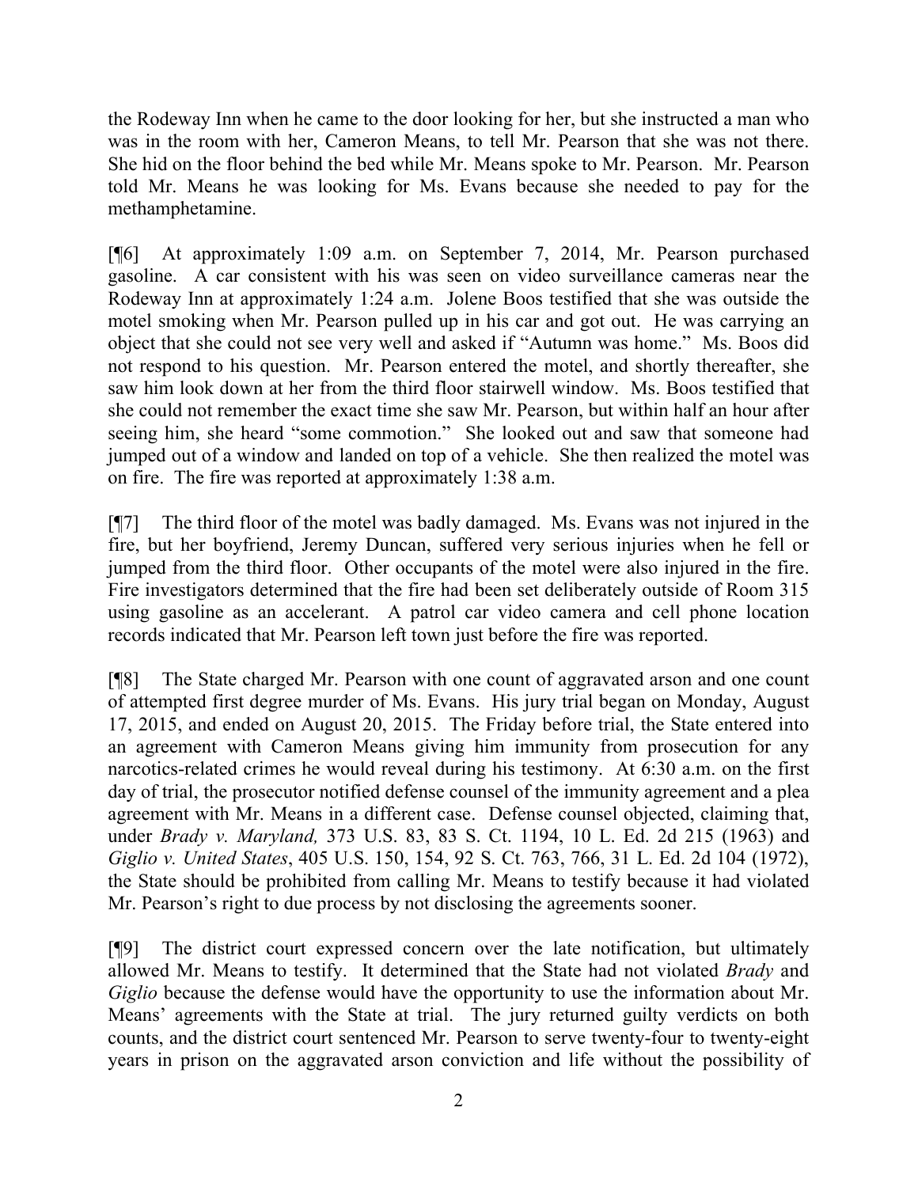the Rodeway Inn when he came to the door looking for her, but she instructed a man who was in the room with her, Cameron Means, to tell Mr. Pearson that she was not there. She hid on the floor behind the bed while Mr. Means spoke to Mr. Pearson. Mr. Pearson told Mr. Means he was looking for Ms. Evans because she needed to pay for the methamphetamine.

[¶6] At approximately 1:09 a.m. on September 7, 2014, Mr. Pearson purchased gasoline. A car consistent with his was seen on video surveillance cameras near the Rodeway Inn at approximately 1:24 a.m. Jolene Boos testified that she was outside the motel smoking when Mr. Pearson pulled up in his car and got out. He was carrying an object that she could not see very well and asked if "Autumn was home." Ms. Boos did not respond to his question. Mr. Pearson entered the motel, and shortly thereafter, she saw him look down at her from the third floor stairwell window. Ms. Boos testified that she could not remember the exact time she saw Mr. Pearson, but within half an hour after seeing him, she heard "some commotion." She looked out and saw that someone had jumped out of a window and landed on top of a vehicle. She then realized the motel was on fire. The fire was reported at approximately 1:38 a.m.

[¶7] The third floor of the motel was badly damaged. Ms. Evans was not injured in the fire, but her boyfriend, Jeremy Duncan, suffered very serious injuries when he fell or jumped from the third floor. Other occupants of the motel were also injured in the fire. Fire investigators determined that the fire had been set deliberately outside of Room 315 using gasoline as an accelerant. A patrol car video camera and cell phone location records indicated that Mr. Pearson left town just before the fire was reported.

[¶8] The State charged Mr. Pearson with one count of aggravated arson and one count of attempted first degree murder of Ms. Evans. His jury trial began on Monday, August 17, 2015, and ended on August 20, 2015. The Friday before trial, the State entered into an agreement with Cameron Means giving him immunity from prosecution for any narcotics-related crimes he would reveal during his testimony. At 6:30 a.m. on the first day of trial, the prosecutor notified defense counsel of the immunity agreement and a plea agreement with Mr. Means in a different case. Defense counsel objected, claiming that, under *Brady v. Maryland,* 373 U.S. 83, 83 S. Ct. 1194, 10 L. Ed. 2d 215 (1963) and *Giglio v. United States*, 405 U.S. 150, 154, 92 S. Ct. 763, 766, 31 L. Ed. 2d 104 (1972), the State should be prohibited from calling Mr. Means to testify because it had violated Mr. Pearson's right to due process by not disclosing the agreements sooner.

[¶9] The district court expressed concern over the late notification, but ultimately allowed Mr. Means to testify. It determined that the State had not violated *Brady* and *Giglio* because the defense would have the opportunity to use the information about Mr. Means' agreements with the State at trial. The jury returned guilty verdicts on both counts, and the district court sentenced Mr. Pearson to serve twenty-four to twenty-eight years in prison on the aggravated arson conviction and life without the possibility of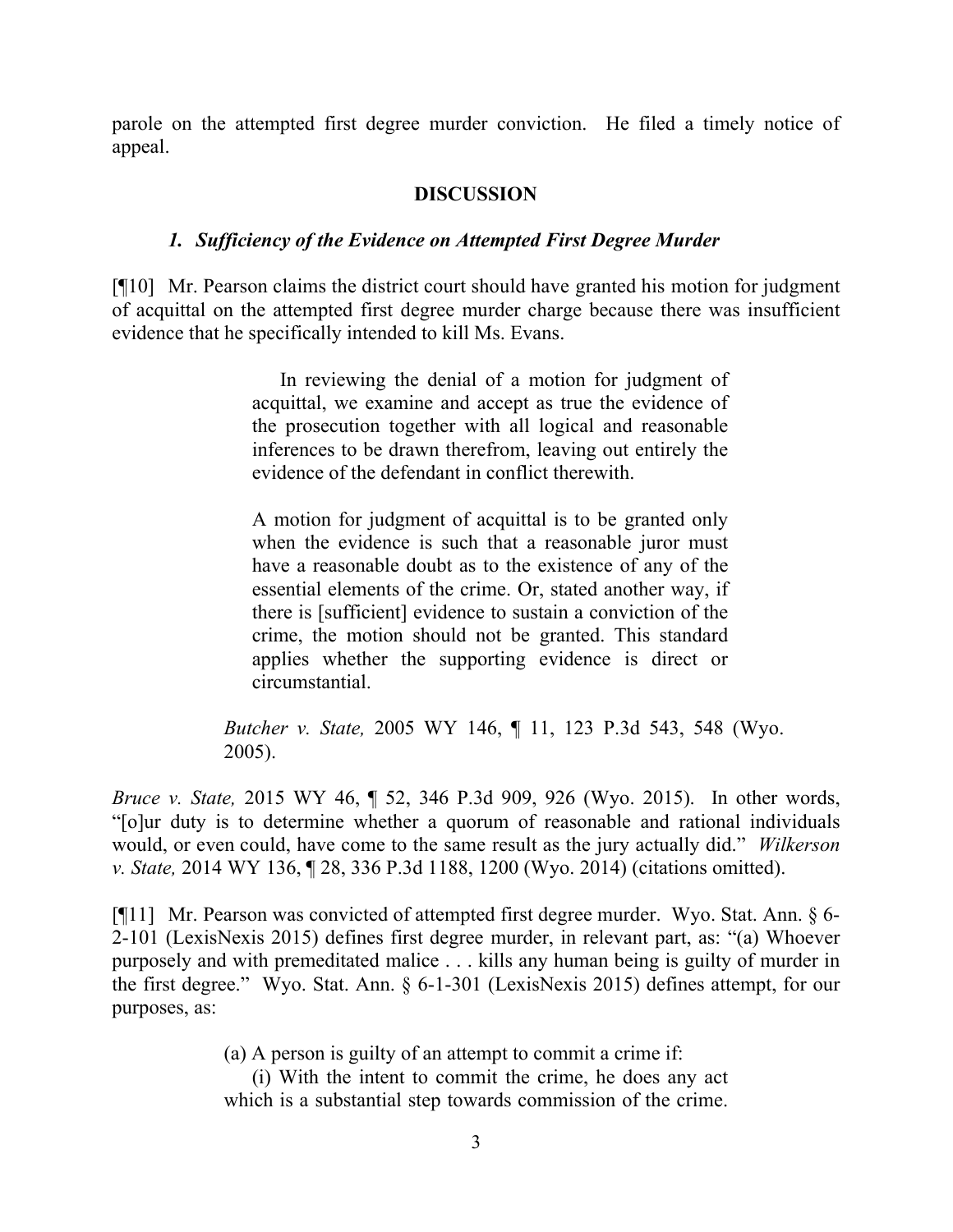parole on the attempted first degree murder conviction. He filed a timely notice of appeal.

## DISCUSSION

### *1. Sufficiency of the Evidence on Attempted First Degree Murder*

[¶10] Mr. Pearson claims the district court should have granted his motion for judgment of acquittal on the attempted first degree murder charge because there was insufficient evidence that he specifically intended to kill Ms. Evans.

> In reviewing the denial of a motion for judgment of acquittal, we examine and accept as true the evidence of the prosecution together with all logical and reasonable inferences to be drawn therefrom, leaving out entirely the evidence of the defendant in conflict therewith.
>
> A motion for judgment of acquittal is to be granted only when the evidence is such that a reasonable juror must have a reasonable doubt as to the existence of any of the essential elements of the crime. Or, stated another way, if there is [sufficient] evidence to sustain a conviction of the crime, the motion should not be granted. This standard applies whether the supporting evidence is direct or circumstantial.
>
> *Butcher v. State,* 2005 WY 146, ¶ 11, 123 P.3d 543, 548 (Wyo. 2005).

*Bruce v. State,* 2015 WY 46, ¶ 52, 346 P.3d 909, 926 (Wyo. 2015). In other words, "[o]ur duty is to determine whether a quorum of reasonable and rational individuals would, or even could, have come to the same result as the jury actually did." *Wilkerson v. State,* 2014 WY 136, ¶ 28, 336 P.3d 1188, 1200 (Wyo. 2014) (citations omitted).

[¶11] Mr. Pearson was convicted of attempted first degree murder. Wyo. Stat. Ann. § 6-2-101 (LexisNexis 2015) defines first degree murder, in relevant part, as: "(a) Whoever purposely and with premeditated malice . . . kills any human being is guilty of murder in the first degree." Wyo. Stat. Ann. § 6-1-301 (LexisNexis 2015) defines attempt, for our purposes, as:

> (a) A person is guilty of an attempt to commit a crime if:
>
> (i) With the intent to commit the crime, he does any act which is a substantial step towards commission of the crime.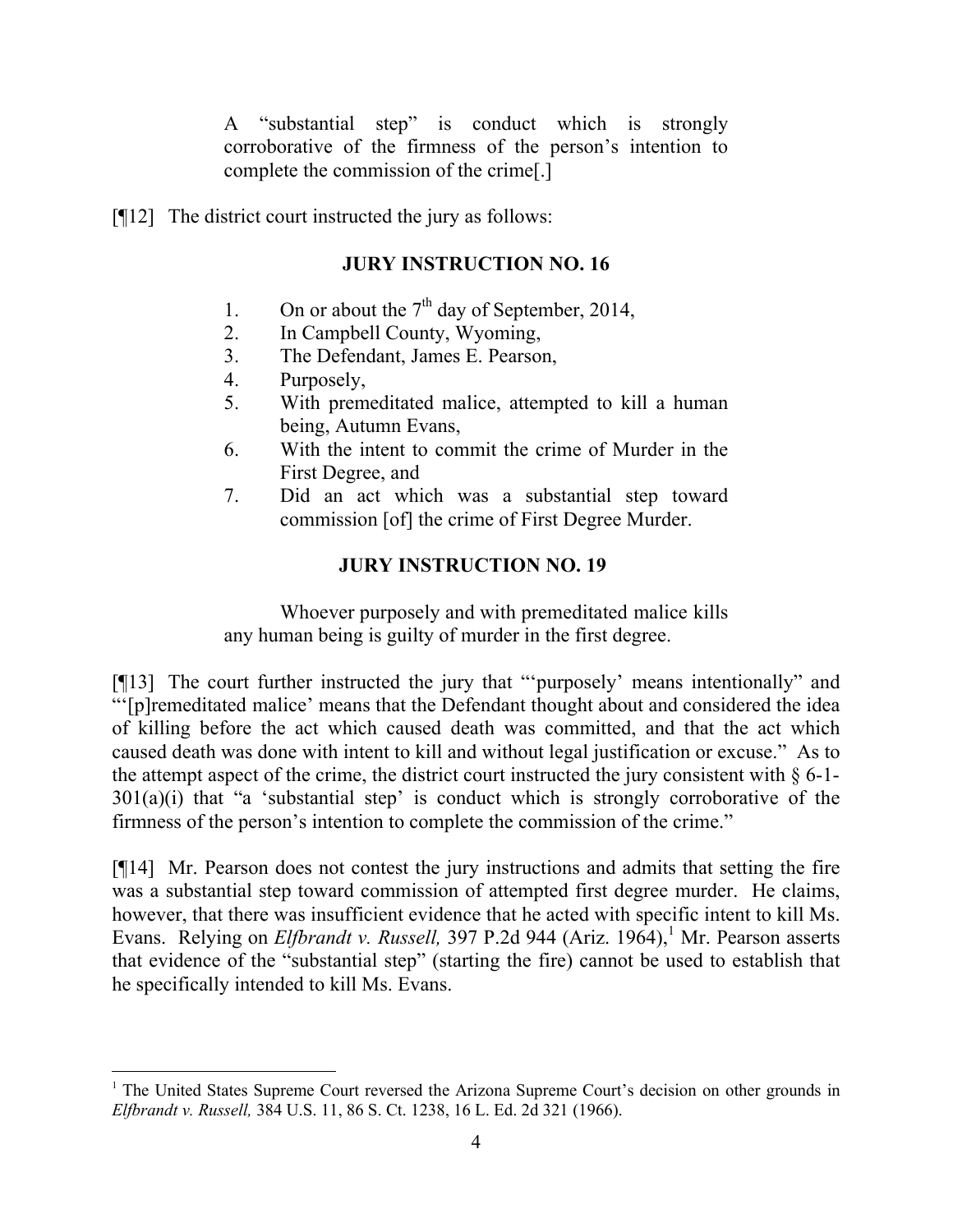> A "substantial step" is conduct which is strongly corroborative of the firmness of the person's intention to complete the commission of the crime[.]

[¶12] The district court instructed the jury as follows:

**JURY INSTRUCTION NO. 16**

> 1. On or about the 7th day of September, 2014,
> 2. In Campbell County, Wyoming,
> 3. The Defendant, James E. Pearson,
> 4. Purposely,
> 5. With premeditated malice, attempted to kill a human being, Autumn Evans,
> 6. With the intent to commit the crime of Murder in the First Degree, and
> 7. Did an act which was a substantial step toward commission [of] the crime of First Degree Murder.

**JURY INSTRUCTION NO. 19**

> Whoever purposely and with premeditated malice kills any human being is guilty of murder in the first degree.

[¶13] The court further instructed the jury that "'purposely' means intentionally" and "'[p]remeditated malice' means that the Defendant thought about and considered the idea of killing before the act which caused death was committed, and that the act which caused death was done with intent to kill and without legal justification or excuse." As to the attempt aspect of the crime, the district court instructed the jury consistent with § 6-1-301(a)(i) that "a 'substantial step' is conduct which is strongly corroborative of the firmness of the person's intention to complete the commission of the crime."

[¶14] Mr. Pearson does not contest the jury instructions and admits that setting the fire was a substantial step toward commission of attempted first degree murder. He claims, however, that there was insufficient evidence that he acted with specific intent to kill Ms. Evans. Relying on *Elfbrandt v. Russell,* 397 P.2d 944 (Ariz. 1964),[1] Mr. Pearson asserts that evidence of the "substantial step" (starting the fire) cannot be used to establish that he specifically intended to kill Ms. Evans.

[1] The United States Supreme Court reversed the Arizona Supreme Court's decision on other grounds in *Elfbrandt v. Russell,* 384 U.S. 11, 86 S. Ct. 1238, 16 L. Ed. 2d 321 (1966).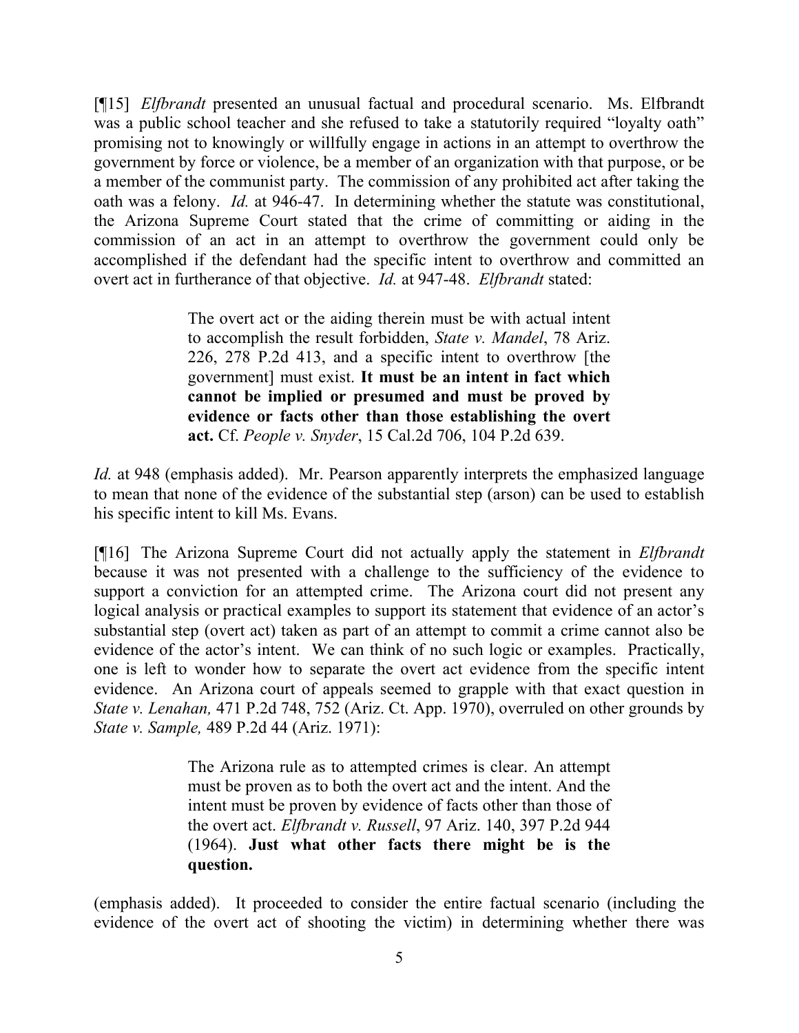[¶15] *Elfbrandt* presented an unusual factual and procedural scenario. Ms. Elfbrandt was a public school teacher and she refused to take a statutorily required "loyalty oath" promising not to knowingly or willfully engage in actions in an attempt to overthrow the government by force or violence, be a member of an organization with that purpose, or be a member of the communist party. The commission of any prohibited act after taking the oath was a felony. *Id.* at 946-47. In determining whether the statute was constitutional, the Arizona Supreme Court stated that the crime of committing or aiding in the commission of an act in an attempt to overthrow the government could only be accomplished if the defendant had the specific intent to overthrow and committed an overt act in furtherance of that objective. *Id.* at 947-48. *Elfbrandt* stated:

> The overt act or the aiding therein must be with actual intent to accomplish the result forbidden, *State v. Mandel*, 78 Ariz. 226, 278 P.2d 413, and a specific intent to overthrow [the government] must exist. **It must be an intent in fact which cannot be implied or presumed and must be proved by evidence or facts other than those establishing the overt act.** Cf. *People v. Snyder*, 15 Cal.2d 706, 104 P.2d 639.

*Id.* at 948 (emphasis added). Mr. Pearson apparently interprets the emphasized language to mean that none of the evidence of the substantial step (arson) can be used to establish his specific intent to kill Ms. Evans.

[¶16] The Arizona Supreme Court did not actually apply the statement in *Elfbrandt* because it was not presented with a challenge to the sufficiency of the evidence to support a conviction for an attempted crime. The Arizona court did not present any logical analysis or practical examples to support its statement that evidence of an actor's substantial step (overt act) taken as part of an attempt to commit a crime cannot also be evidence of the actor's intent. We can think of no such logic or examples. Practically, one is left to wonder how to separate the overt act evidence from the specific intent evidence. An Arizona court of appeals seemed to grapple with that exact question in *State v. Lenahan,* 471 P.2d 748, 752 (Ariz. Ct. App. 1970), overruled on other grounds by *State v. Sample,* 489 P.2d 44 (Ariz. 1971):

> The Arizona rule as to attempted crimes is clear. An attempt must be proven as to both the overt act and the intent. And the intent must be proven by evidence of facts other than those of the overt act. *Elfbrandt v. Russell*, 97 Ariz. 140, 397 P.2d 944 (1964). **Just what other facts there might be is the question.**

(emphasis added). It proceeded to consider the entire factual scenario (including the evidence of the overt act of shooting the victim) in determining whether there was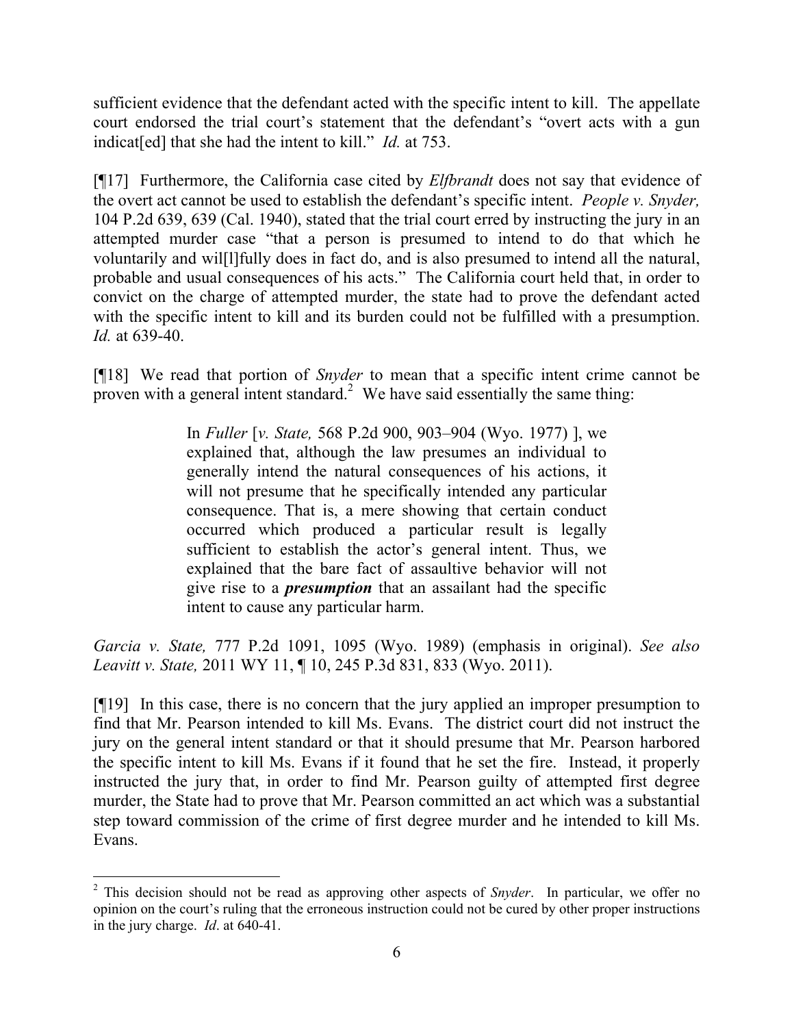sufficient evidence that the defendant acted with the specific intent to kill. The appellate court endorsed the trial court's statement that the defendant's "overt acts with a gun indicat[ed] that she had the intent to kill." *Id.* at 753.

[¶17] Furthermore, the California case cited by *Elfbrandt* does not say that evidence of the overt act cannot be used to establish the defendant's specific intent. *People v. Snyder,* 104 P.2d 639, 639 (Cal. 1940), stated that the trial court erred by instructing the jury in an attempted murder case "that a person is presumed to intend to do that which he voluntarily and wil[l]fully does in fact do, and is also presumed to intend all the natural, probable and usual consequences of his acts." The California court held that, in order to convict on the charge of attempted murder, the state had to prove the defendant acted with the specific intent to kill and its burden could not be fulfilled with a presumption. *Id.* at 639-40.

[¶18] We read that portion of *Snyder* to mean that a specific intent crime cannot be proven with a general intent standard.[2] We have said essentially the same thing:

> In *Fuller* [*v. State,* 568 P.2d 900, 903–904 (Wyo. 1977) ], we explained that, although the law presumes an individual to generally intend the natural consequences of his actions, it will not presume that he specifically intended any particular consequence. That is, a mere showing that certain conduct occurred which produced a particular result is legally sufficient to establish the actor's general intent. Thus, we explained that the bare fact of assaultive behavior will not give rise to a ***presumption*** that an assailant had the specific intent to cause any particular harm.

*Garcia v. State,* 777 P.2d 1091, 1095 (Wyo. 1989) (emphasis in original). *See also Leavitt v. State,* 2011 WY 11, ¶ 10, 245 P.3d 831, 833 (Wyo. 2011).

[¶19] In this case, there is no concern that the jury applied an improper presumption to find that Mr. Pearson intended to kill Ms. Evans. The district court did not instruct the jury on the general intent standard or that it should presume that Mr. Pearson harbored the specific intent to kill Ms. Evans if it found that he set the fire. Instead, it properly instructed the jury that, in order to find Mr. Pearson guilty of attempted first degree murder, the State had to prove that Mr. Pearson committed an act which was a substantial step toward commission of the crime of first degree murder and he intended to kill Ms. Evans.

---

[2] This decision should not be read as approving other aspects of *Snyder*. In particular, we offer no opinion on the court's ruling that the erroneous instruction could not be cured by other proper instructions in the jury charge. *Id*. at 640-41.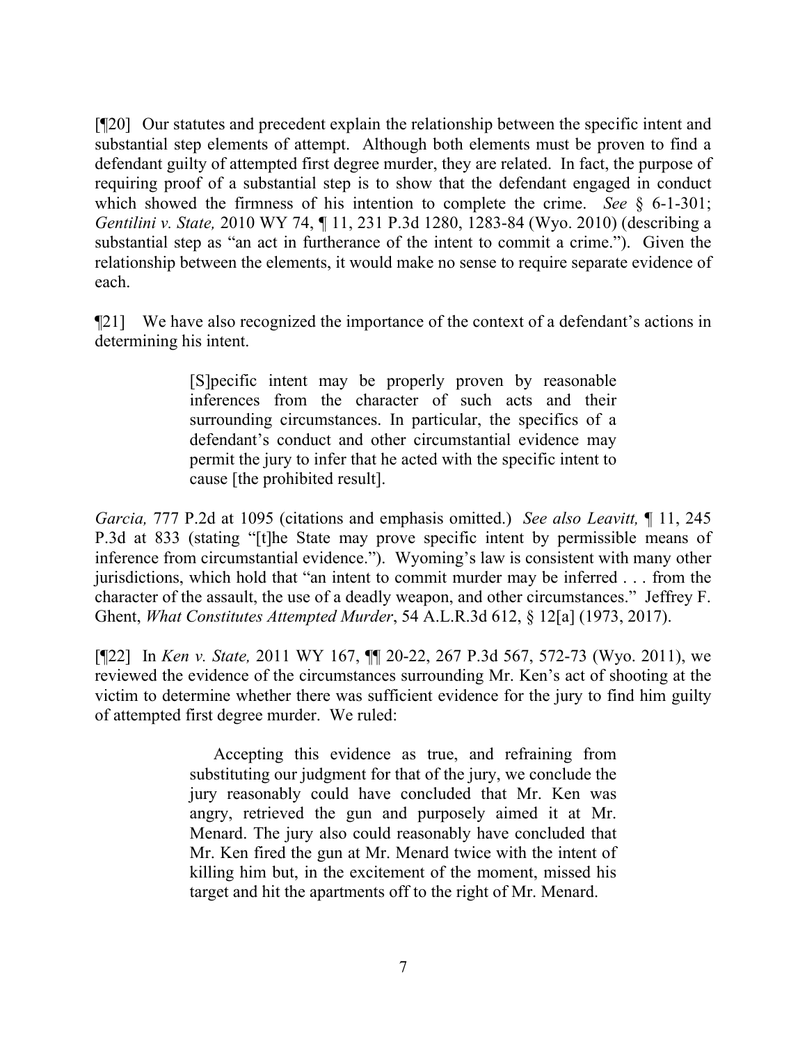[¶20] Our statutes and precedent explain the relationship between the specific intent and substantial step elements of attempt. Although both elements must be proven to find a defendant guilty of attempted first degree murder, they are related. In fact, the purpose of requiring proof of a substantial step is to show that the defendant engaged in conduct which showed the firmness of his intention to complete the crime. *See* § 6-1-301; *Gentilini v. State,* 2010 WY 74, ¶ 11, 231 P.3d 1280, 1283-84 (Wyo. 2010) (describing a substantial step as "an act in furtherance of the intent to commit a crime."). Given the relationship between the elements, it would make no sense to require separate evidence of each.

¶21] We have also recognized the importance of the context of a defendant's actions in determining his intent.

> [S]pecific intent may be properly proven by reasonable inferences from the character of such acts and their surrounding circumstances. In particular, the specifics of a defendant's conduct and other circumstantial evidence may permit the jury to infer that he acted with the specific intent to cause [the prohibited result].

*Garcia,* 777 P.2d at 1095 (citations and emphasis omitted.) *See also Leavitt,* ¶ 11, 245 P.3d at 833 (stating "[t]he State may prove specific intent by permissible means of inference from circumstantial evidence."). Wyoming's law is consistent with many other jurisdictions, which hold that "an intent to commit murder may be inferred . . . from the character of the assault, the use of a deadly weapon, and other circumstances." Jeffrey F. Ghent, *What Constitutes Attempted Murder*, 54 A.L.R.3d 612, § 12[a] (1973, 2017).

[¶22] In *Ken v. State,* 2011 WY 167, ¶¶ 20-22, 267 P.3d 567, 572-73 (Wyo. 2011), we reviewed the evidence of the circumstances surrounding Mr. Ken's act of shooting at the victim to determine whether there was sufficient evidence for the jury to find him guilty of attempted first degree murder. We ruled:

> Accepting this evidence as true, and refraining from substituting our judgment for that of the jury, we conclude the jury reasonably could have concluded that Mr. Ken was angry, retrieved the gun and purposely aimed it at Mr. Menard. The jury also could reasonably have concluded that Mr. Ken fired the gun at Mr. Menard twice with the intent of killing him but, in the excitement of the moment, missed his target and hit the apartments off to the right of Mr. Menard.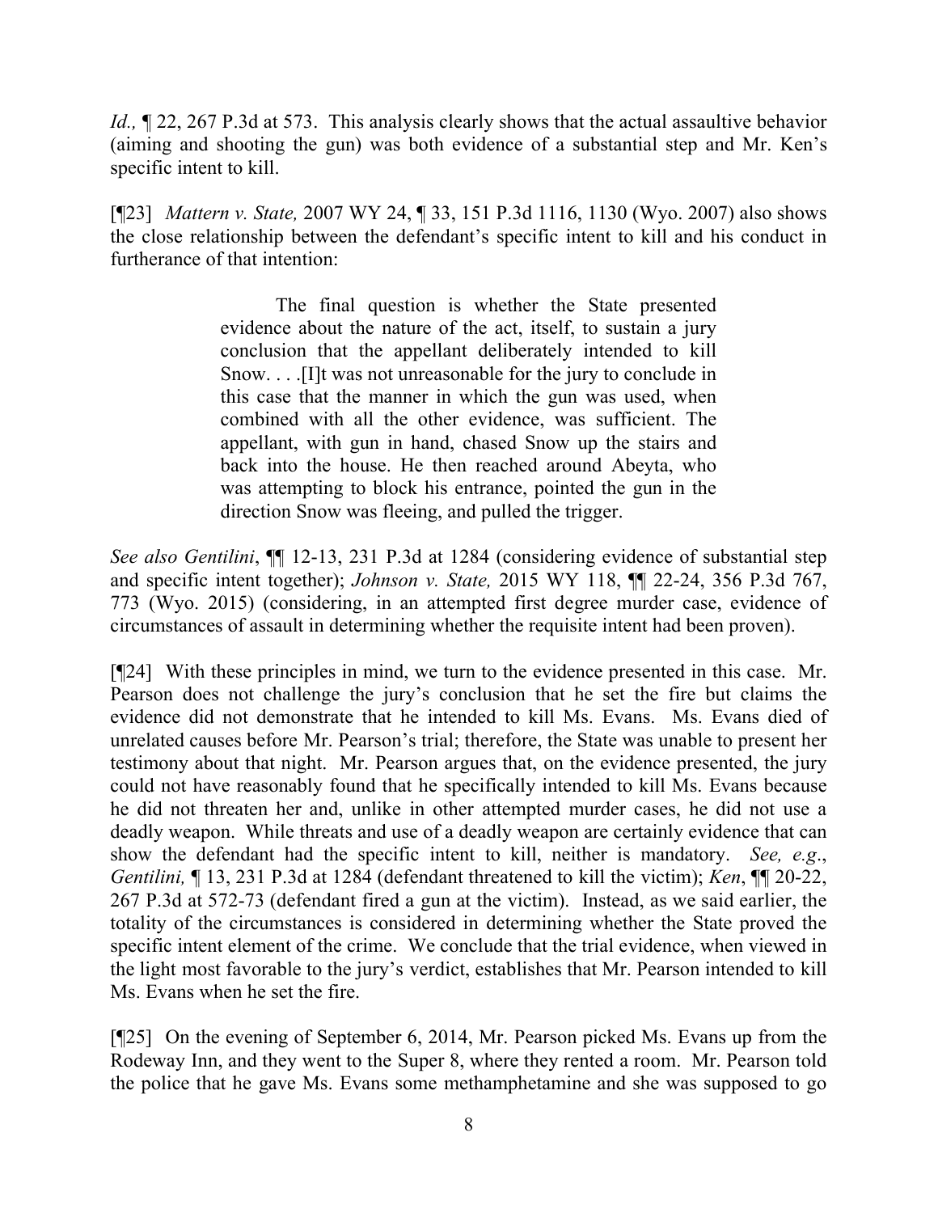*Id.,* ¶ 22, 267 P.3d at 573. This analysis clearly shows that the actual assaultive behavior (aiming and shooting the gun) was both evidence of a substantial step and Mr. Ken's specific intent to kill.

[¶23] *Mattern v. State,* 2007 WY 24, ¶ 33, 151 P.3d 1116, 1130 (Wyo. 2007) also shows the close relationship between the defendant's specific intent to kill and his conduct in furtherance of that intention:

> The final question is whether the State presented evidence about the nature of the act, itself, to sustain a jury conclusion that the appellant deliberately intended to kill Snow. . . .[I]t was not unreasonable for the jury to conclude in this case that the manner in which the gun was used, when combined with all the other evidence, was sufficient. The appellant, with gun in hand, chased Snow up the stairs and back into the house. He then reached around Abeyta, who was attempting to block his entrance, pointed the gun in the direction Snow was fleeing, and pulled the trigger.

*See also Gentilini*, ¶¶ 12-13, 231 P.3d at 1284 (considering evidence of substantial step and specific intent together); *Johnson v. State,* 2015 WY 118, ¶¶ 22-24, 356 P.3d 767, 773 (Wyo. 2015) (considering, in an attempted first degree murder case, evidence of circumstances of assault in determining whether the requisite intent had been proven).

[¶24] With these principles in mind, we turn to the evidence presented in this case. Mr. Pearson does not challenge the jury's conclusion that he set the fire but claims the evidence did not demonstrate that he intended to kill Ms. Evans. Ms. Evans died of unrelated causes before Mr. Pearson's trial; therefore, the State was unable to present her testimony about that night. Mr. Pearson argues that, on the evidence presented, the jury could not have reasonably found that he specifically intended to kill Ms. Evans because he did not threaten her and, unlike in other attempted murder cases, he did not use a deadly weapon. While threats and use of a deadly weapon are certainly evidence that can show the defendant had the specific intent to kill, neither is mandatory. *See, e.g*., *Gentilini,* ¶ 13, 231 P.3d at 1284 (defendant threatened to kill the victim); *Ken*, ¶¶ 20-22, 267 P.3d at 572-73 (defendant fired a gun at the victim). Instead, as we said earlier, the totality of the circumstances is considered in determining whether the State proved the specific intent element of the crime. We conclude that the trial evidence, when viewed in the light most favorable to the jury's verdict, establishes that Mr. Pearson intended to kill Ms. Evans when he set the fire.

[¶25] On the evening of September 6, 2014, Mr. Pearson picked Ms. Evans up from the Rodeway Inn, and they went to the Super 8, where they rented a room. Mr. Pearson told the police that he gave Ms. Evans some methamphetamine and she was supposed to go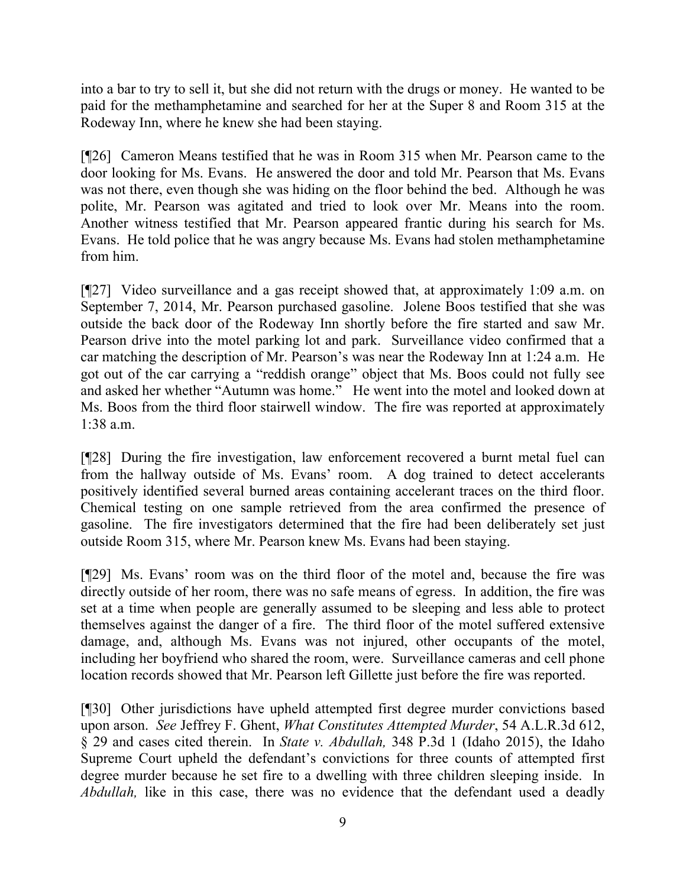into a bar to try to sell it, but she did not return with the drugs or money. He wanted to be paid for the methamphetamine and searched for her at the Super 8 and Room 315 at the Rodeway Inn, where he knew she had been staying.

[¶26] Cameron Means testified that he was in Room 315 when Mr. Pearson came to the door looking for Ms. Evans. He answered the door and told Mr. Pearson that Ms. Evans was not there, even though she was hiding on the floor behind the bed. Although he was polite, Mr. Pearson was agitated and tried to look over Mr. Means into the room. Another witness testified that Mr. Pearson appeared frantic during his search for Ms. Evans. He told police that he was angry because Ms. Evans had stolen methamphetamine from him.

[¶27] Video surveillance and a gas receipt showed that, at approximately 1:09 a.m. on September 7, 2014, Mr. Pearson purchased gasoline. Jolene Boos testified that she was outside the back door of the Rodeway Inn shortly before the fire started and saw Mr. Pearson drive into the motel parking lot and park. Surveillance video confirmed that a car matching the description of Mr. Pearson's was near the Rodeway Inn at 1:24 a.m. He got out of the car carrying a "reddish orange" object that Ms. Boos could not fully see and asked her whether "Autumn was home." He went into the motel and looked down at Ms. Boos from the third floor stairwell window. The fire was reported at approximately 1:38 a.m.

[¶28] During the fire investigation, law enforcement recovered a burnt metal fuel can from the hallway outside of Ms. Evans' room. A dog trained to detect accelerants positively identified several burned areas containing accelerant traces on the third floor. Chemical testing on one sample retrieved from the area confirmed the presence of gasoline. The fire investigators determined that the fire had been deliberately set just outside Room 315, where Mr. Pearson knew Ms. Evans had been staying.

[¶29] Ms. Evans' room was on the third floor of the motel and, because the fire was directly outside of her room, there was no safe means of egress. In addition, the fire was set at a time when people are generally assumed to be sleeping and less able to protect themselves against the danger of a fire. The third floor of the motel suffered extensive damage, and, although Ms. Evans was not injured, other occupants of the motel, including her boyfriend who shared the room, were. Surveillance cameras and cell phone location records showed that Mr. Pearson left Gillette just before the fire was reported.

[¶30] Other jurisdictions have upheld attempted first degree murder convictions based upon arson. *See* Jeffrey F. Ghent, *What Constitutes Attempted Murder*, 54 A.L.R.3d 612, § 29 and cases cited therein. In *State v. Abdullah,* 348 P.3d 1 (Idaho 2015), the Idaho Supreme Court upheld the defendant's convictions for three counts of attempted first degree murder because he set fire to a dwelling with three children sleeping inside. In *Abdullah,* like in this case, there was no evidence that the defendant used a deadly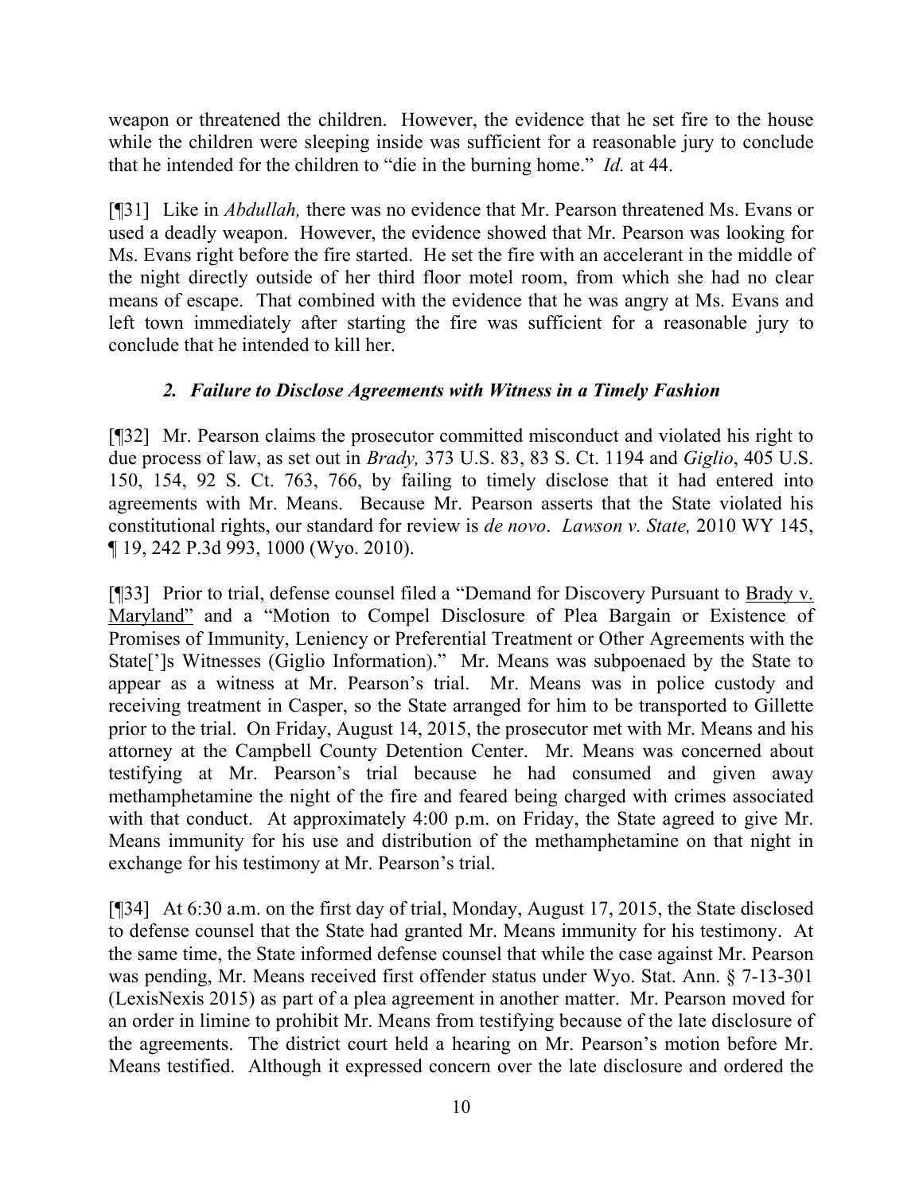weapon or threatened the children. However, the evidence that he set fire to the house while the children were sleeping inside was sufficient for a reasonable jury to conclude that he intended for the children to "die in the burning home." *Id.* at 44.

[¶31] Like in *Abdullah,* there was no evidence that Mr. Pearson threatened Ms. Evans or used a deadly weapon. However, the evidence showed that Mr. Pearson was looking for Ms. Evans right before the fire started. He set the fire with an accelerant in the middle of the night directly outside of her third floor motel room, from which she had no clear means of escape. That combined with the evidence that he was angry at Ms. Evans and left town immediately after starting the fire was sufficient for a reasonable jury to conclude that he intended to kill her.

### *2. Failure to Disclose Agreements with Witness in a Timely Fashion*

[¶32] Mr. Pearson claims the prosecutor committed misconduct and violated his right to due process of law, as set out in *Brady,* 373 U.S. 83, 83 S. Ct. 1194 and *Giglio*, 405 U.S. 150, 154, 92 S. Ct. 763, 766, by failing to timely disclose that it had entered into agreements with Mr. Means. Because Mr. Pearson asserts that the State violated his constitutional rights, our standard for review is *de novo*. *Lawson v. State,* 2010 WY 145, ¶ 19, 242 P.3d 993, 1000 (Wyo. 2010).

[¶33] Prior to trial, defense counsel filed a "Demand for Discovery Pursuant to Brady v. Maryland" and a "Motion to Compel Disclosure of Plea Bargain or Existence of Promises of Immunity, Leniency or Preferential Treatment or Other Agreements with the State[']s Witnesses (Giglio Information)." Mr. Means was subpoenaed by the State to appear as a witness at Mr. Pearson's trial. Mr. Means was in police custody and receiving treatment in Casper, so the State arranged for him to be transported to Gillette prior to the trial. On Friday, August 14, 2015, the prosecutor met with Mr. Means and his attorney at the Campbell County Detention Center. Mr. Means was concerned about testifying at Mr. Pearson's trial because he had consumed and given away methamphetamine the night of the fire and feared being charged with crimes associated with that conduct. At approximately 4:00 p.m. on Friday, the State agreed to give Mr. Means immunity for his use and distribution of the methamphetamine on that night in exchange for his testimony at Mr. Pearson's trial.

[¶34] At 6:30 a.m. on the first day of trial, Monday, August 17, 2015, the State disclosed to defense counsel that the State had granted Mr. Means immunity for his testimony. At the same time, the State informed defense counsel that while the case against Mr. Pearson was pending, Mr. Means received first offender status under Wyo. Stat. Ann. § 7-13-301 (LexisNexis 2015) as part of a plea agreement in another matter. Mr. Pearson moved for an order in limine to prohibit Mr. Means from testifying because of the late disclosure of the agreements. The district court held a hearing on Mr. Pearson's motion before Mr. Means testified. Although it expressed concern over the late disclosure and ordered the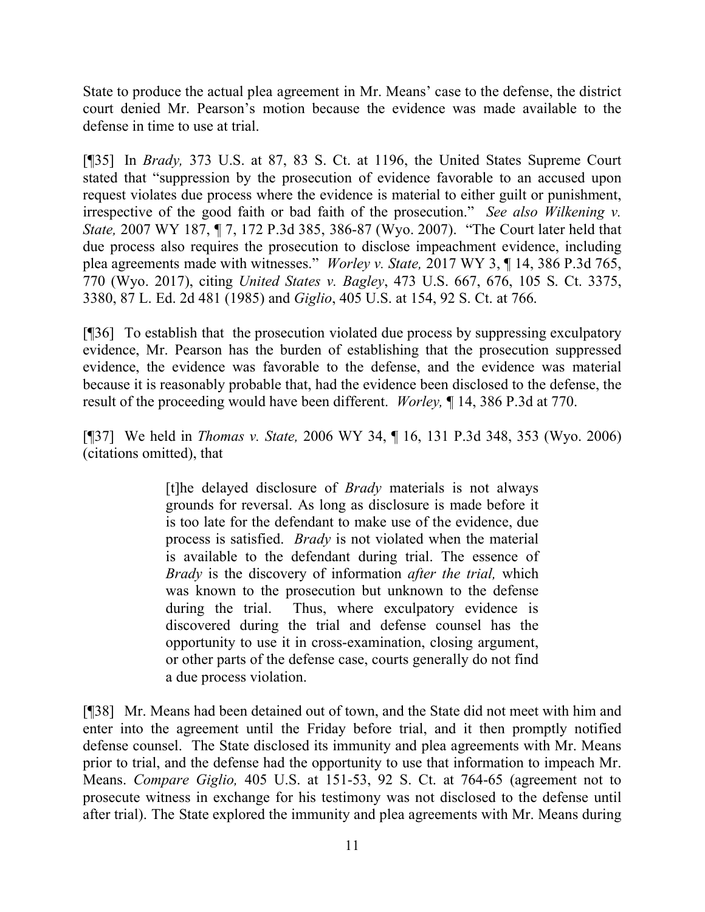State to produce the actual plea agreement in Mr. Means' case to the defense, the district court denied Mr. Pearson's motion because the evidence was made available to the defense in time to use at trial.

[¶35] In *Brady,* 373 U.S. at 87, 83 S. Ct. at 1196, the United States Supreme Court stated that "suppression by the prosecution of evidence favorable to an accused upon request violates due process where the evidence is material to either guilt or punishment, irrespective of the good faith or bad faith of the prosecution." *See also Wilkening v. State,* 2007 WY 187, ¶ 7, 172 P.3d 385, 386-87 (Wyo. 2007). "The Court later held that due process also requires the prosecution to disclose impeachment evidence, including plea agreements made with witnesses." *Worley v. State,* 2017 WY 3, ¶ 14, 386 P.3d 765, 770 (Wyo. 2017), citing *United States v. Bagley*, 473 U.S. 667, 676, 105 S. Ct. 3375, 3380, 87 L. Ed. 2d 481 (1985) and *Giglio*, 405 U.S. at 154, 92 S. Ct. at 766.

[¶36] To establish that the prosecution violated due process by suppressing exculpatory evidence, Mr. Pearson has the burden of establishing that the prosecution suppressed evidence, the evidence was favorable to the defense, and the evidence was material because it is reasonably probable that, had the evidence been disclosed to the defense, the result of the proceeding would have been different. *Worley,* ¶ 14, 386 P.3d at 770.

[¶37] We held in *Thomas v. State,* 2006 WY 34, ¶ 16, 131 P.3d 348, 353 (Wyo. 2006) (citations omitted), that

> [t]he delayed disclosure of *Brady* materials is not always grounds for reversal. As long as disclosure is made before it is too late for the defendant to make use of the evidence, due process is satisfied. *Brady* is not violated when the material is available to the defendant during trial. The essence of *Brady* is the discovery of information *after the trial,* which was known to the prosecution but unknown to the defense during the trial. Thus, where exculpatory evidence is discovered during the trial and defense counsel has the opportunity to use it in cross-examination, closing argument, or other parts of the defense case, courts generally do not find a due process violation.

[¶38] Mr. Means had been detained out of town, and the State did not meet with him and enter into the agreement until the Friday before trial, and it then promptly notified defense counsel. The State disclosed its immunity and plea agreements with Mr. Means prior to trial, and the defense had the opportunity to use that information to impeach Mr. Means. *Compare Giglio,* 405 U.S. at 151-53, 92 S. Ct. at 764-65 (agreement not to prosecute witness in exchange for his testimony was not disclosed to the defense until after trial). The State explored the immunity and plea agreements with Mr. Means during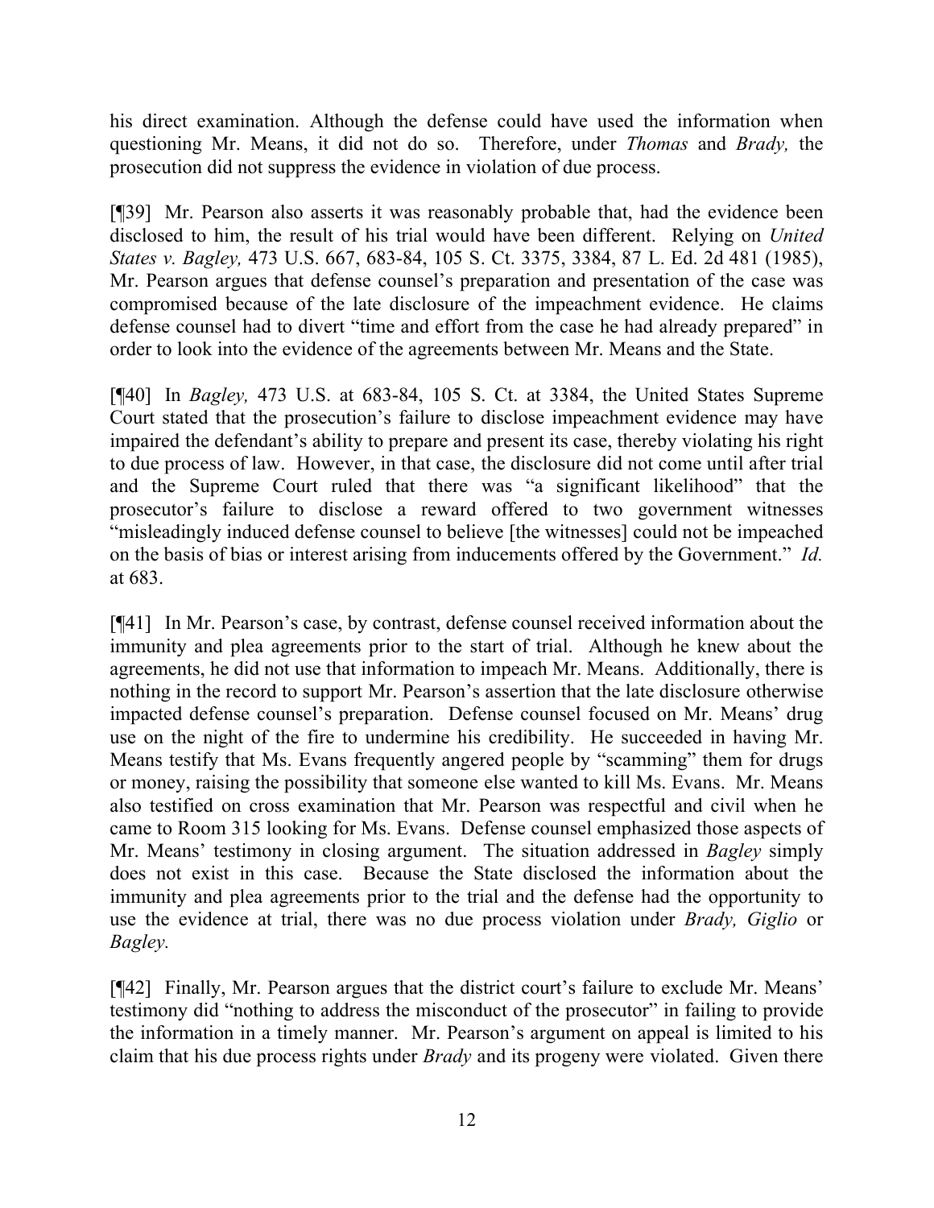his direct examination. Although the defense could have used the information when questioning Mr. Means, it did not do so. Therefore, under *Thomas* and *Brady,* the prosecution did not suppress the evidence in violation of due process.

[¶39] Mr. Pearson also asserts it was reasonably probable that, had the evidence been disclosed to him, the result of his trial would have been different. Relying on *United States v. Bagley,* 473 U.S. 667, 683-84, 105 S. Ct. 3375, 3384, 87 L. Ed. 2d 481 (1985), Mr. Pearson argues that defense counsel's preparation and presentation of the case was compromised because of the late disclosure of the impeachment evidence. He claims defense counsel had to divert "time and effort from the case he had already prepared" in order to look into the evidence of the agreements between Mr. Means and the State.

[¶40] In *Bagley,* 473 U.S. at 683-84, 105 S. Ct. at 3384, the United States Supreme Court stated that the prosecution's failure to disclose impeachment evidence may have impaired the defendant's ability to prepare and present its case, thereby violating his right to due process of law. However, in that case, the disclosure did not come until after trial and the Supreme Court ruled that there was "a significant likelihood" that the prosecutor's failure to disclose a reward offered to two government witnesses "misleadingly induced defense counsel to believe [the witnesses] could not be impeached on the basis of bias or interest arising from inducements offered by the Government." *Id.* at 683.

[¶41] In Mr. Pearson's case, by contrast, defense counsel received information about the immunity and plea agreements prior to the start of trial. Although he knew about the agreements, he did not use that information to impeach Mr. Means. Additionally, there is nothing in the record to support Mr. Pearson's assertion that the late disclosure otherwise impacted defense counsel's preparation. Defense counsel focused on Mr. Means' drug use on the night of the fire to undermine his credibility. He succeeded in having Mr. Means testify that Ms. Evans frequently angered people by "scamming" them for drugs or money, raising the possibility that someone else wanted to kill Ms. Evans. Mr. Means also testified on cross examination that Mr. Pearson was respectful and civil when he came to Room 315 looking for Ms. Evans. Defense counsel emphasized those aspects of Mr. Means' testimony in closing argument. The situation addressed in *Bagley* simply does not exist in this case. Because the State disclosed the information about the immunity and plea agreements prior to the trial and the defense had the opportunity to use the evidence at trial, there was no due process violation under *Brady, Giglio* or *Bagley.*

[¶42] Finally, Mr. Pearson argues that the district court's failure to exclude Mr. Means' testimony did "nothing to address the misconduct of the prosecutor" in failing to provide the information in a timely manner. Mr. Pearson's argument on appeal is limited to his claim that his due process rights under *Brady* and its progeny were violated. Given there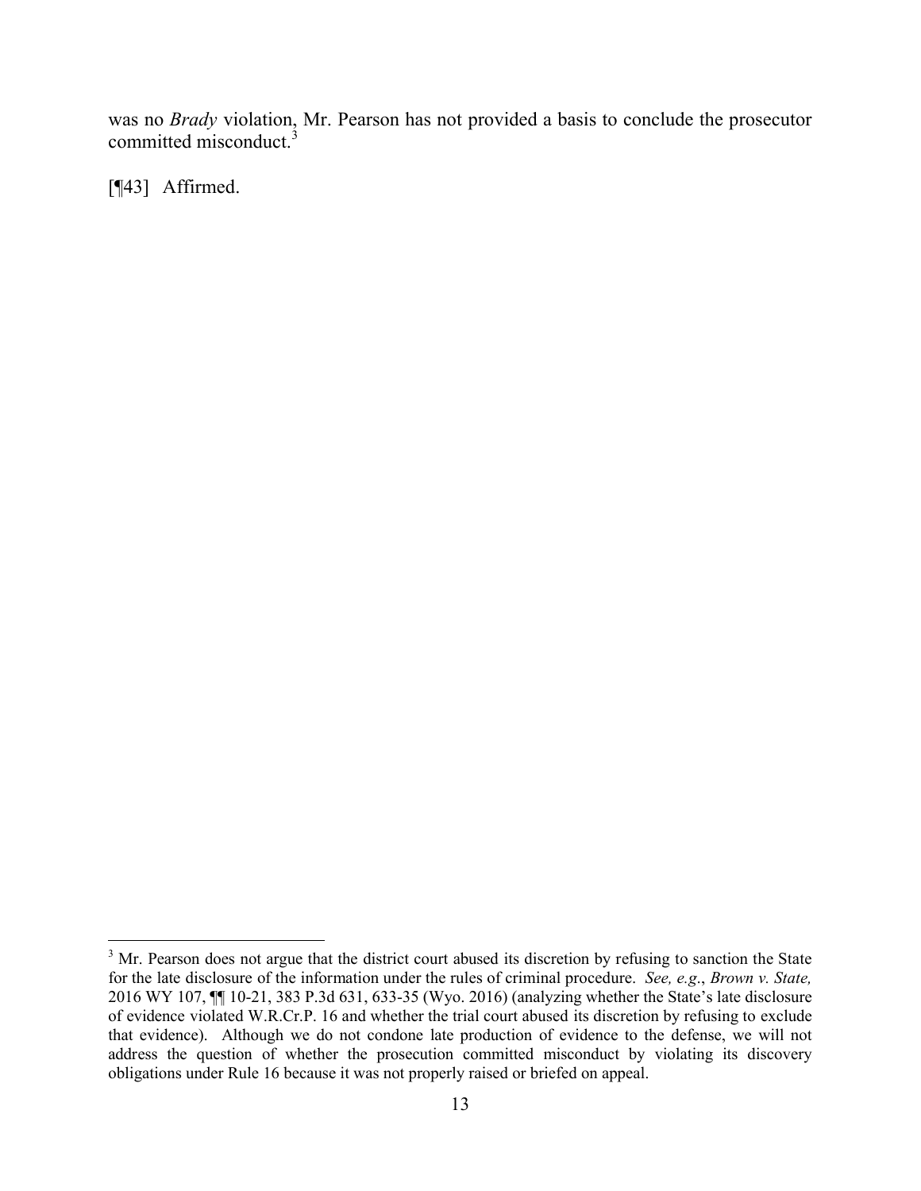was no *Brady* violation, Mr. Pearson has not provided a basis to conclude the prosecutor committed misconduct.[3]

[¶43] Affirmed.

---

[3] Mr. Pearson does not argue that the district court abused its discretion by refusing to sanction the State for the late disclosure of the information under the rules of criminal procedure. *See, e.g*., *Brown v. State,* 2016 WY 107, ¶¶ 10-21, 383 P.3d 631, 633-35 (Wyo. 2016) (analyzing whether the State's late disclosure of evidence violated W.R.Cr.P. 16 and whether the trial court abused its discretion by refusing to exclude that evidence). Although we do not condone late production of evidence to the defense, we will not address the question of whether the prosecution committed misconduct by violating its discovery obligations under Rule 16 because it was not properly raised or briefed on appeal.